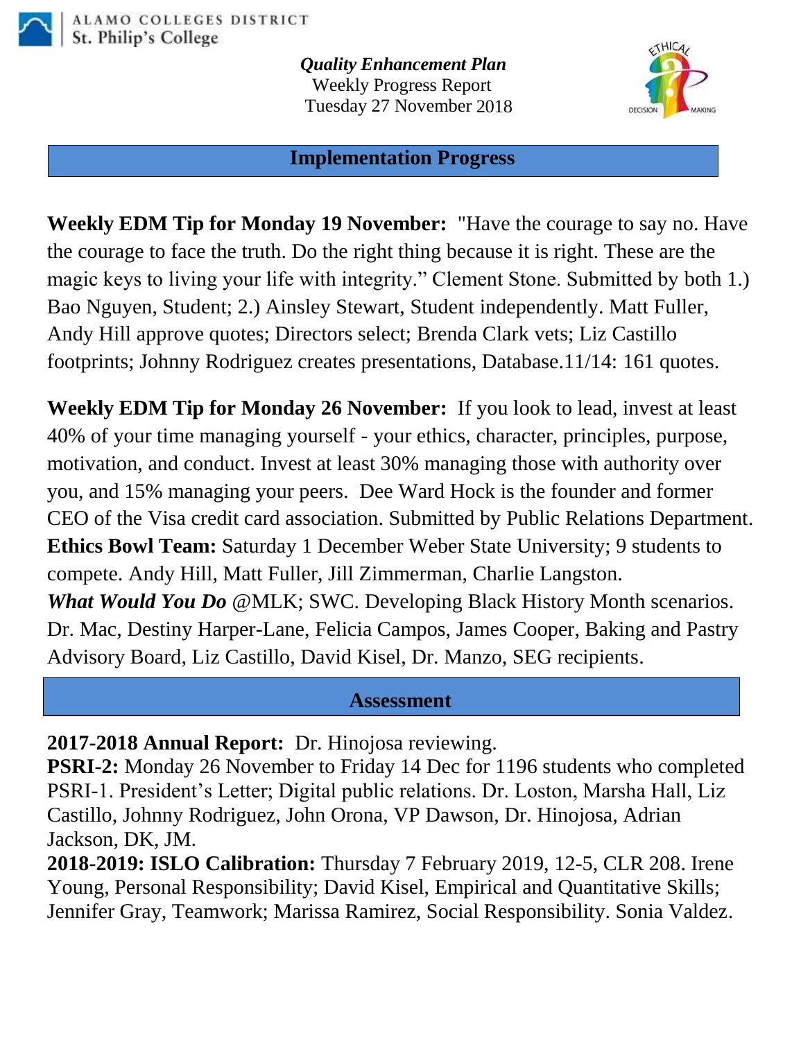ALAMO COLLEGES DISTRICT
St. Philip's College

***Quality Enhancement Plan***
Weekly Progress Report
Tuesday 27 November 2018

## Implementation Progress

**Weekly EDM Tip for Monday 19 November:** "Have the courage to say no. Have the courage to face the truth. Do the right thing because it is right. These are the magic keys to living your life with integrity." Clement Stone. Submitted by both 1.) Bao Nguyen, Student; 2.) Ainsley Stewart, Student independently. Matt Fuller, Andy Hill approve quotes; Directors select; Brenda Clark vets; Liz Castillo footprints; Johnny Rodriguez creates presentations, Database.11/14: 161 quotes.

**Weekly EDM Tip for Monday 26 November:** If you look to lead, invest at least 40% of your time managing yourself - your ethics, character, principles, purpose, motivation, and conduct. Invest at least 30% managing those with authority over you, and 15% managing your peers. Dee Ward Hock is the founder and former CEO of the Visa credit card association. Submitted by Public Relations Department.
**Ethics Bowl Team:** Saturday 1 December Weber State University; 9 students to compete. Andy Hill, Matt Fuller, Jill Zimmerman, Charlie Langston.
***What Would You Do*** @MLK; SWC. Developing Black History Month scenarios. Dr. Mac, Destiny Harper-Lane, Felicia Campos, James Cooper, Baking and Pastry Advisory Board, Liz Castillo, David Kisel, Dr. Manzo, SEG recipients.

## Assessment

**2017-2018 Annual Report:** Dr. Hinojosa reviewing.
**PSRI-2:** Monday 26 November to Friday 14 Dec for 1196 students who completed PSRI-1. President's Letter; Digital public relations. Dr. Loston, Marsha Hall, Liz Castillo, Johnny Rodriguez, John Orona, VP Dawson, Dr. Hinojosa, Adrian Jackson, DK, JM.
**2018-2019: ISLO Calibration:** Thursday 7 February 2019, 12-5, CLR 208. Irene Young, Personal Responsibility; David Kisel, Empirical and Quantitative Skills; Jennifer Gray, Teamwork; Marissa Ramirez, Social Responsibility. Sonia Valdez.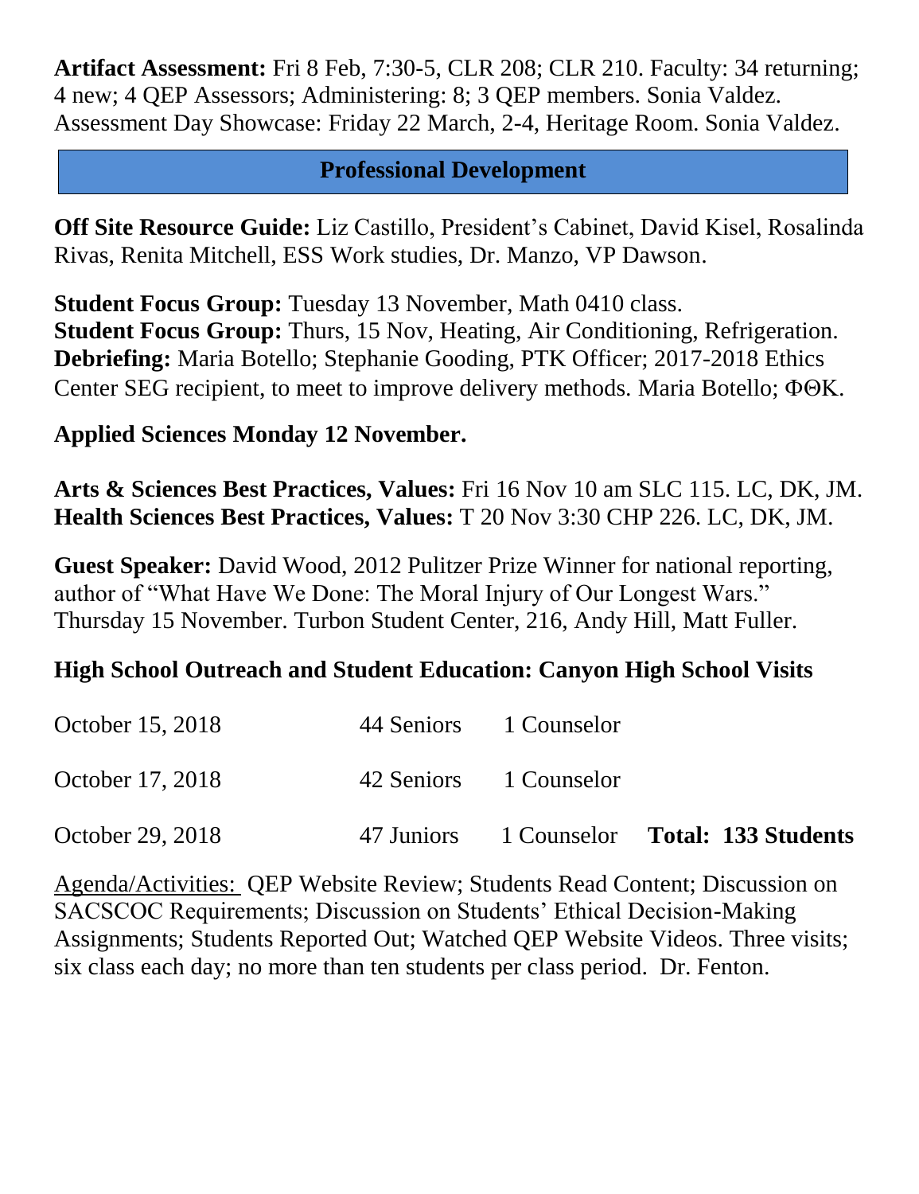**Artifact Assessment:** Fri 8 Feb, 7:30-5, CLR 208; CLR 210. Faculty: 34 returning; 4 new; 4 QEP Assessors; Administering: 8; 3 QEP members. Sonia Valdez. Assessment Day Showcase: Friday 22 March, 2-4, Heritage Room. Sonia Valdez.

## Professional Development

**Off Site Resource Guide:** Liz Castillo, President's Cabinet, David Kisel, Rosalinda Rivas, Renita Mitchell, ESS Work studies, Dr. Manzo, VP Dawson.

**Student Focus Group:** Tuesday 13 November, Math 0410 class.
**Student Focus Group:** Thurs, 15 Nov, Heating, Air Conditioning, Refrigeration.
**Debriefing:** Maria Botello; Stephanie Gooding, PTK Officer; 2017-2018 Ethics Center SEG recipient, to meet to improve delivery methods. Maria Botello; ΦΘΚ.

**Applied Sciences Monday 12 November.**

**Arts & Sciences Best Practices, Values:** Fri 16 Nov 10 am SLC 115. LC, DK, JM.
**Health Sciences Best Practices, Values:** T 20 Nov 3:30 CHP 226. LC, DK, JM.

**Guest Speaker:** David Wood, 2012 Pulitzer Prize Winner for national reporting, author of "What Have We Done: The Moral Injury of Our Longest Wars." Thursday 15 November. Turbon Student Center, 216, Andy Hill, Matt Fuller.

**High School Outreach and Student Education: Canyon High School Visits**

| | | | |
|---|---|---|---|
| October 15, 2018 | 44 Seniors | 1 Counselor | |
| October 17, 2018 | 42 Seniors | 1 Counselor | |
| October 29, 2018 | 47 Juniors | 1 Counselor | **Total: 133 Students** |

Agenda/Activities: QEP Website Review; Students Read Content; Discussion on SACSCOC Requirements; Discussion on Students' Ethical Decision-Making Assignments; Students Reported Out; Watched QEP Website Videos. Three visits; six class each day; no more than ten students per class period. Dr. Fenton.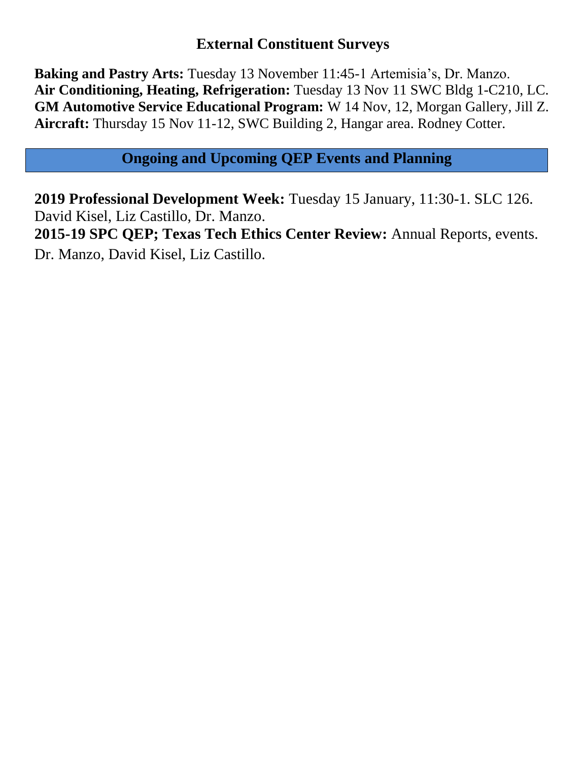## External Constituent Surveys

**Baking and Pastry Arts:** Tuesday 13 November 11:45-1 Artemisia's, Dr. Manzo.
**Air Conditioning, Heating, Refrigeration:** Tuesday 13 Nov 11 SWC Bldg 1-C210, LC.
**GM Automotive Service Educational Program:** W 14 Nov, 12, Morgan Gallery, Jill Z.
**Aircraft:** Thursday 15 Nov 11-12, SWC Building 2, Hangar area. Rodney Cotter.

## Ongoing and Upcoming QEP Events and Planning

**2019 Professional Development Week:** Tuesday 15 January, 11:30-1. SLC 126. David Kisel, Liz Castillo, Dr. Manzo.
**2015-19 SPC QEP; Texas Tech Ethics Center Review:** Annual Reports, events. Dr. Manzo, David Kisel, Liz Castillo.